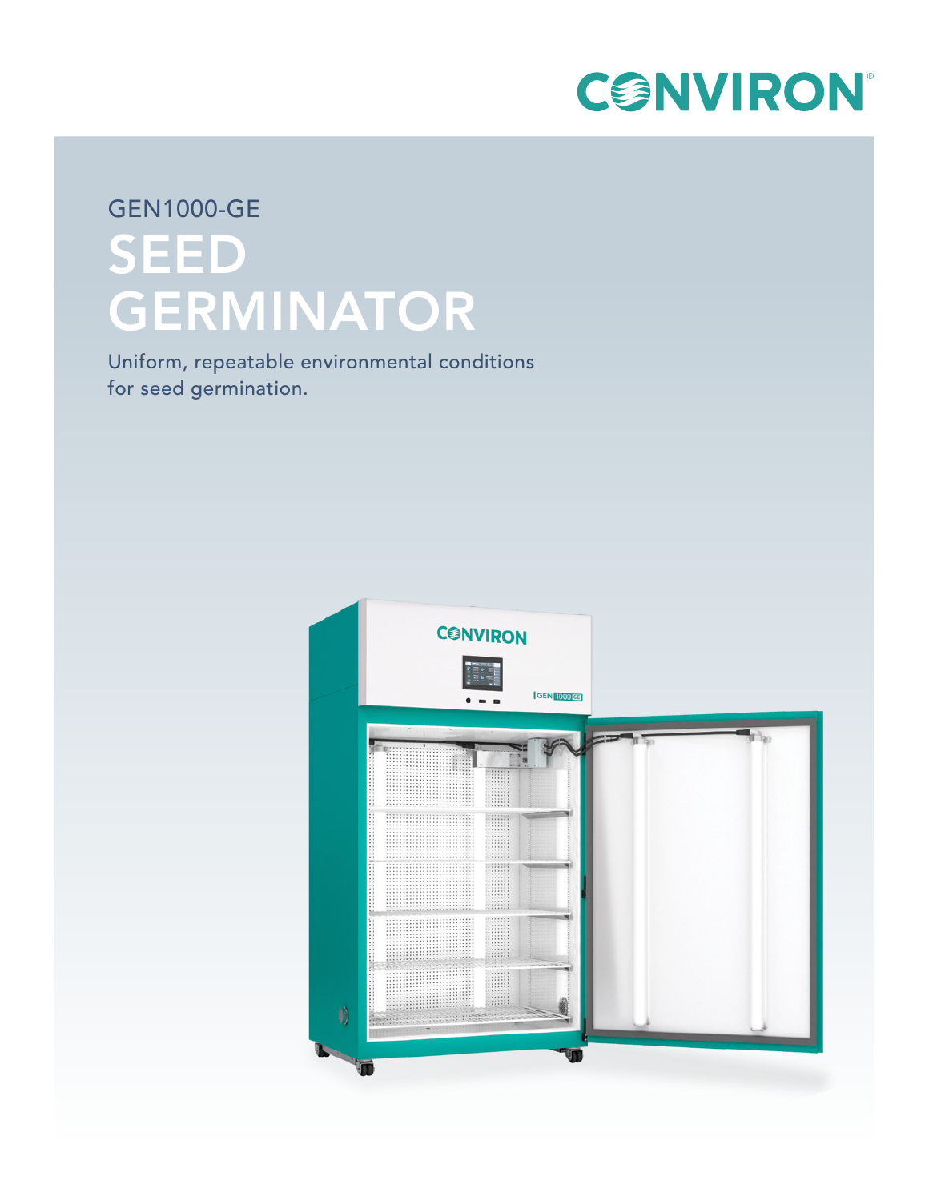CONVIRON

GEN1000-GE

# SEED GERMINATOR

Uniform, repeatable environmental conditions for seed germination.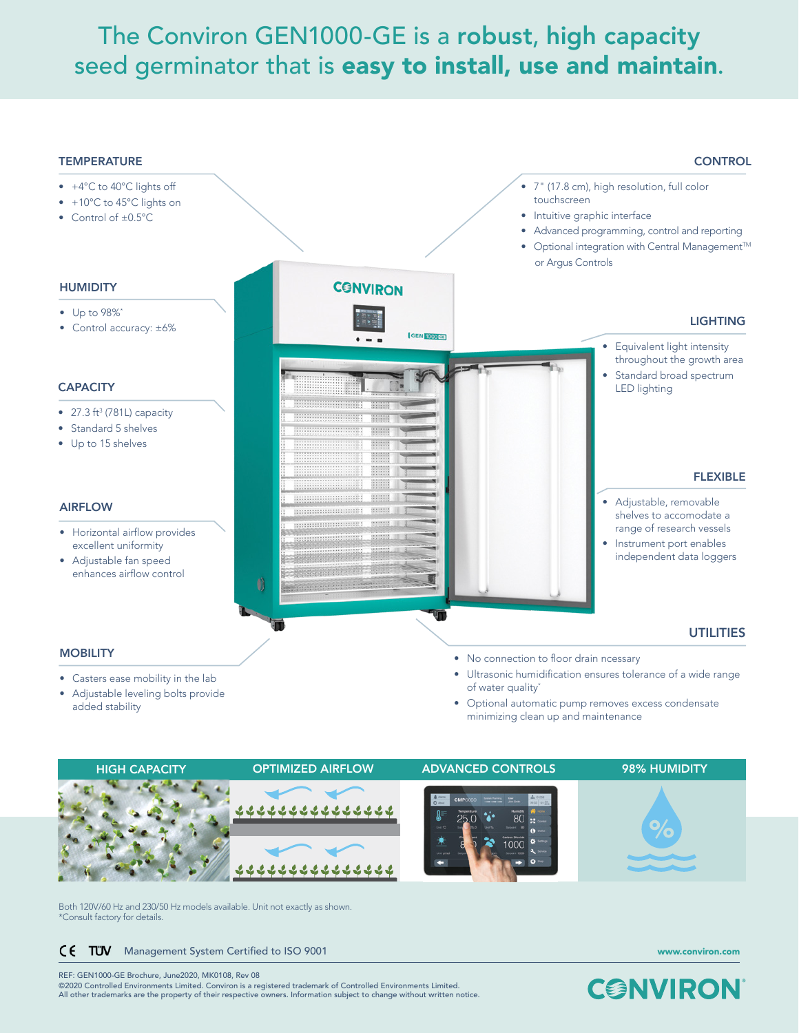# The Conviron GEN1000-GE is a **robust, high capacity** seed germinator that is **easy to install, use and maintain**.

### TEMPERATURE

- +4°C to 40°C lights off
- +10°C to 45°C lights on
- Control of ±0.5°C

### CONTROL

- 7" (17.8 cm), high resolution, full color touchscreen
- Intuitive graphic interface
- Advanced programming, control and reporting
- Optional integration with Central Management™ or Argus Controls

### HUMIDITY

- Up to 98%*
- Control accuracy: ±6%

### LIGHTING

- Equivalent light intensity throughout the growth area
- Standard broad spectrum LED lighting

### CAPACITY

- 27.3 ft³ (781L) capacity
- Standard 5 shelves
- Up to 15 shelves

### FLEXIBLE

- Adjustable, removable shelves to accomodate a range of research vessels
- Instrument port enables independent data loggers

### AIRFLOW

- Horizontal airflow provides excellent uniformity
- Adjustable fan speed enhances airflow control

### UTILITIES

- No connection to floor drain ncessary
- Ultrasonic humidification ensures tolerance of a wide range of water quality*
- Optional automatic pump removes excess condensate minimizing clean up and maintenance

### MOBILITY

- Casters ease mobility in the lab
- Adjustable leveling bolts provide added stability

HIGH CAPACITY | OPTIMIZED AIRFLOW | ADVANCED CONTROLS | 98% HUMIDITY

Both 120V/60 Hz and 230/50 Hz models available. Unit not exactly as shown.
*Consult factory for details.

CE TÜV Management System Certified to ISO 9001

www.conviron.com

REF: GEN1000-GE Brochure, June2020, MK0108, Rev 08
©2020 Controlled Environments Limited. Conviron is a registered trademark of Controlled Environments Limited.
All other trademarks are the property of their respective owners. Information subject to change without written notice.

CONVIRON®